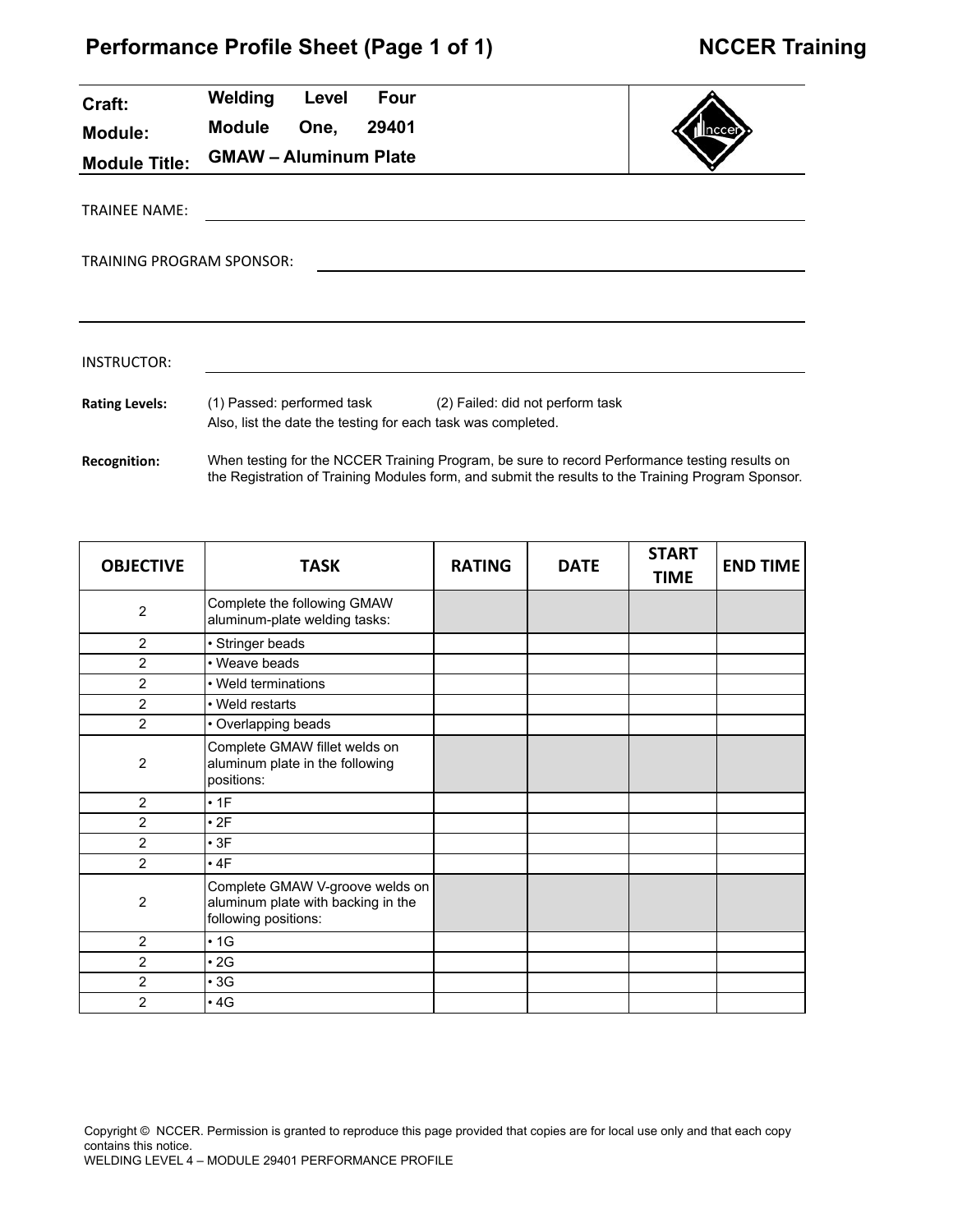# Performance Profile Sheet (Page 1 of 1) — NCCER Training

**Craft:** Welding Level Four
**Module:** Module One, 29401
**Module Title:** GMAW – Aluminum Plate

TRAINEE NAME: ______________________________

TRAINING PROGRAM SPONSOR: ______________________________

______________________________

INSTRUCTOR: ______________________________

**Rating Levels:** (1) Passed: performed task (2) Failed: did not perform task
Also, list the date the testing for each task was completed.

**Recognition:** When testing for the NCCER Training Program, be sure to record Performance testing results on the Registration of Training Modules form, and submit the results to the Training Program Sponsor.

| OBJECTIVE | TASK | RATING | DATE | START TIME | END TIME |
|---|---|---|---|---|---|
| 2 | Complete the following GMAW aluminum-plate welding tasks: | | | | |
| 2 | • Stringer beads | | | | |
| 2 | • Weave beads | | | | |
| 2 | • Weld terminations | | | | |
| 2 | • Weld restarts | | | | |
| 2 | • Overlapping beads | | | | |
| 2 | Complete GMAW fillet welds on aluminum plate in the following positions: | | | | |
| 2 | • 1F | | | | |
| 2 | • 2F | | | | |
| 2 | • 3F | | | | |
| 2 | • 4F | | | | |
| 2 | Complete GMAW V-groove welds on aluminum plate with backing in the following positions: | | | | |
| 2 | • 1G | | | | |
| 2 | • 2G | | | | |
| 2 | • 3G | | | | |
| 2 | • 4G | | | | |

Copyright © NCCER. Permission is granted to reproduce this page provided that copies are for local use only and that each copy contains this notice.
WELDING LEVEL 4 – MODULE 29401 PERFORMANCE PROFILE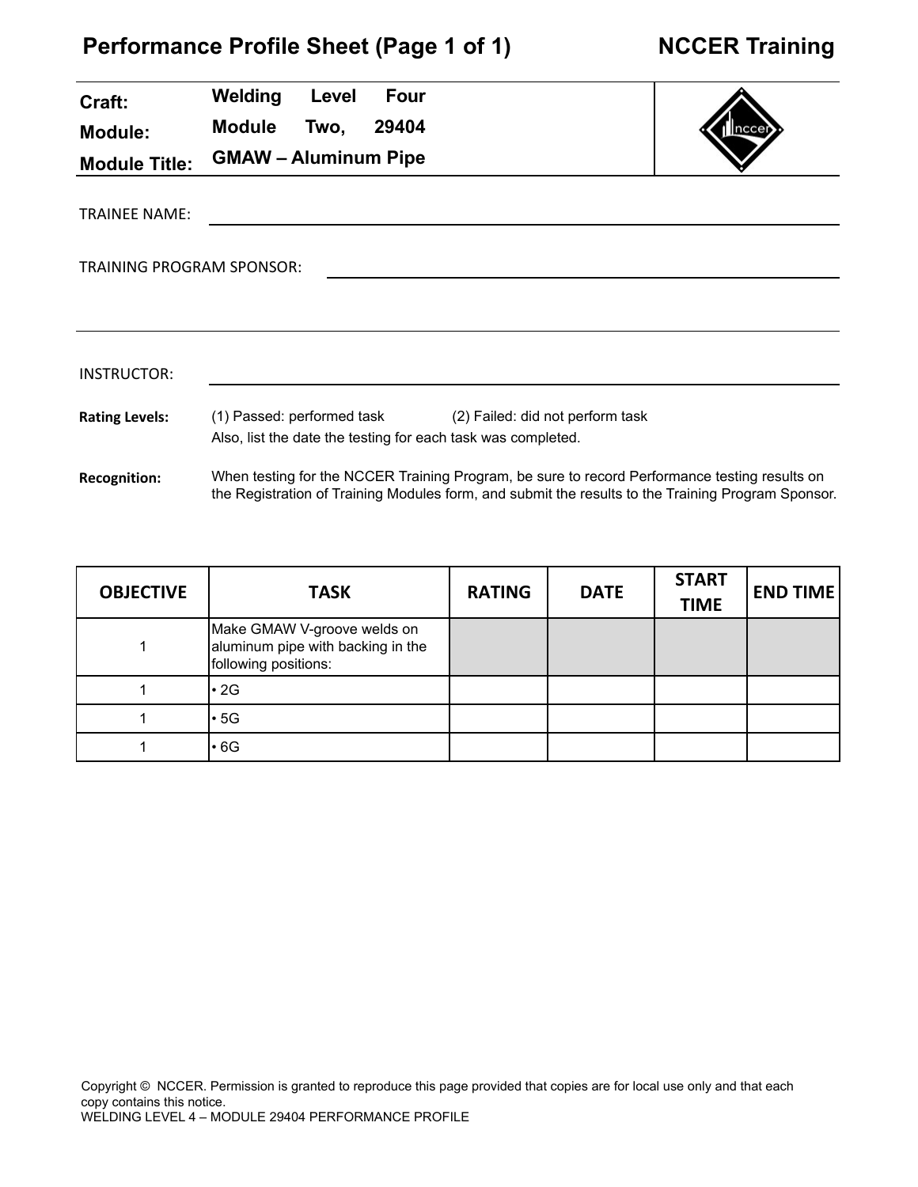# Performance Profile Sheet (Page 1 of 1) — NCCER Training

| | |
|---|---|
| **Craft:** | **Welding Level Four** |
| **Module:** | **Module Two, 29404** |
| **Module Title:** | **GMAW – Aluminum Pipe** |

TRAINEE NAME: ______________________________

TRAINING PROGRAM SPONSOR: ______________________________

INSTRUCTOR: ______________________________

**Rating Levels:** (1) Passed: performed task (2) Failed: did not perform task
Also, list the date the testing for each task was completed.

**Recognition:** When testing for the NCCER Training Program, be sure to record Performance testing results on the Registration of Training Modules form, and submit the results to the Training Program Sponsor.

| OBJECTIVE | TASK | RATING | DATE | START TIME | END TIME |
|---|---|---|---|---|---|
| 1 | Make GMAW V-groove welds on aluminum pipe with backing in the following positions: | | | | |
| 1 | • 2G | | | | |
| 1 | • 5G | | | | |
| 1 | • 6G | | | | |

Copyright © NCCER. Permission is granted to reproduce this page provided that copies are for local use only and that each copy contains this notice.
WELDING LEVEL 4 – MODULE 29404 PERFORMANCE PROFILE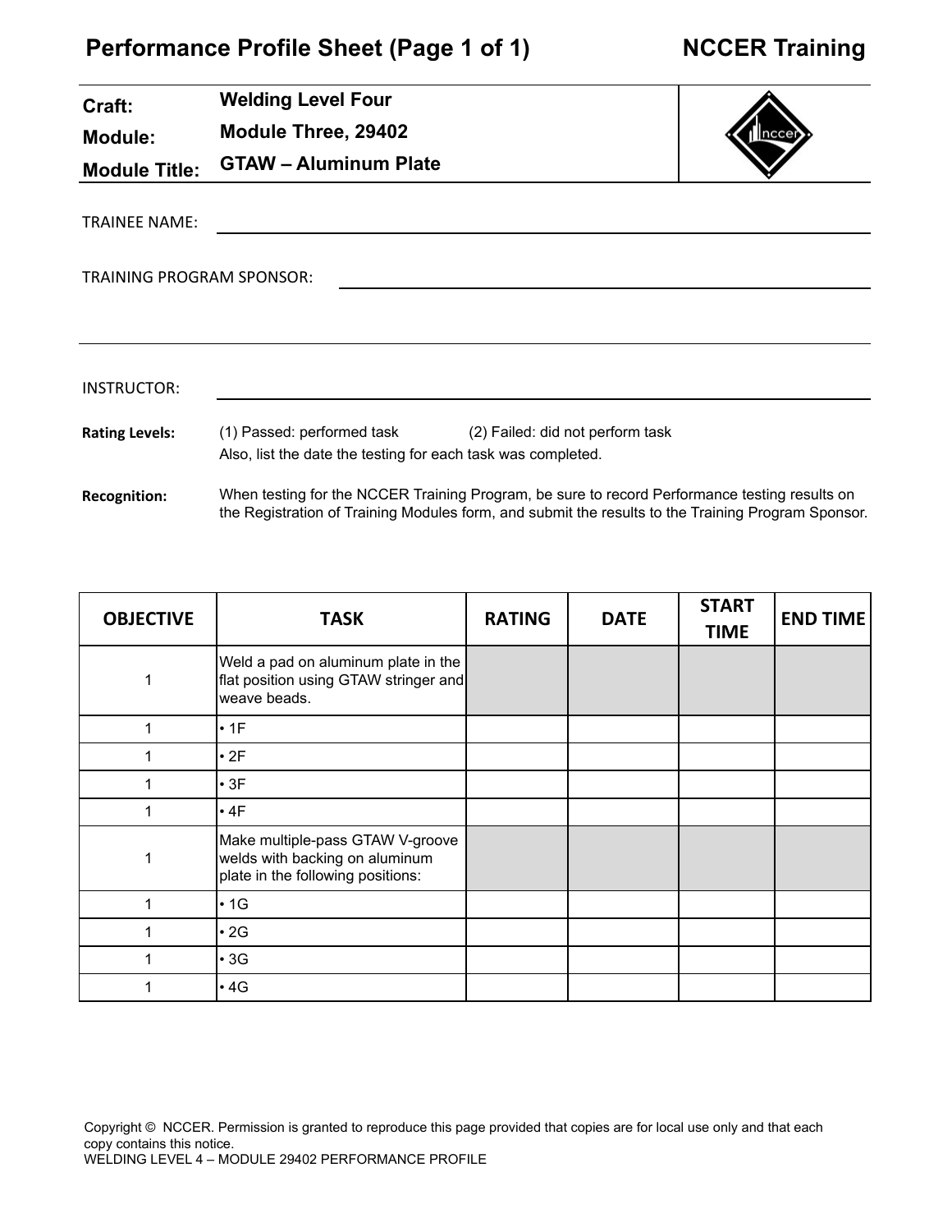# Performance Profile Sheet (Page 1 of 1) — NCCER Training

**Craft:** Welding Level Four

**Module:** Module Three, 29402

**Module Title:** GTAW – Aluminum Plate

TRAINEE NAME: ______________________________

TRAINING PROGRAM SPONSOR: ______________________________

INSTRUCTOR: ______________________________

**Rating Levels:** (1) Passed: performed task (2) Failed: did not perform task
Also, list the date the testing for each task was completed.

**Recognition:** When testing for the NCCER Training Program, be sure to record Performance testing results on the Registration of Training Modules form, and submit the results to the Training Program Sponsor.

| OBJECTIVE | TASK | RATING | DATE | START TIME | END TIME |
|---|---|---|---|---|---|
| 1 | Weld a pad on aluminum plate in the flat position using GTAW stringer and weave beads. | | | | |
| 1 | • 1F | | | | |
| 1 | • 2F | | | | |
| 1 | • 3F | | | | |
| 1 | • 4F | | | | |
| 1 | Make multiple-pass GTAW V-groove welds with backing on aluminum plate in the following positions: | | | | |
| 1 | • 1G | | | | |
| 1 | • 2G | | | | |
| 1 | • 3G | | | | |
| 1 | • 4G | | | | |

Copyright © NCCER. Permission is granted to reproduce this page provided that copies are for local use only and that each copy contains this notice.
WELDING LEVEL 4 – MODULE 29402 PERFORMANCE PROFILE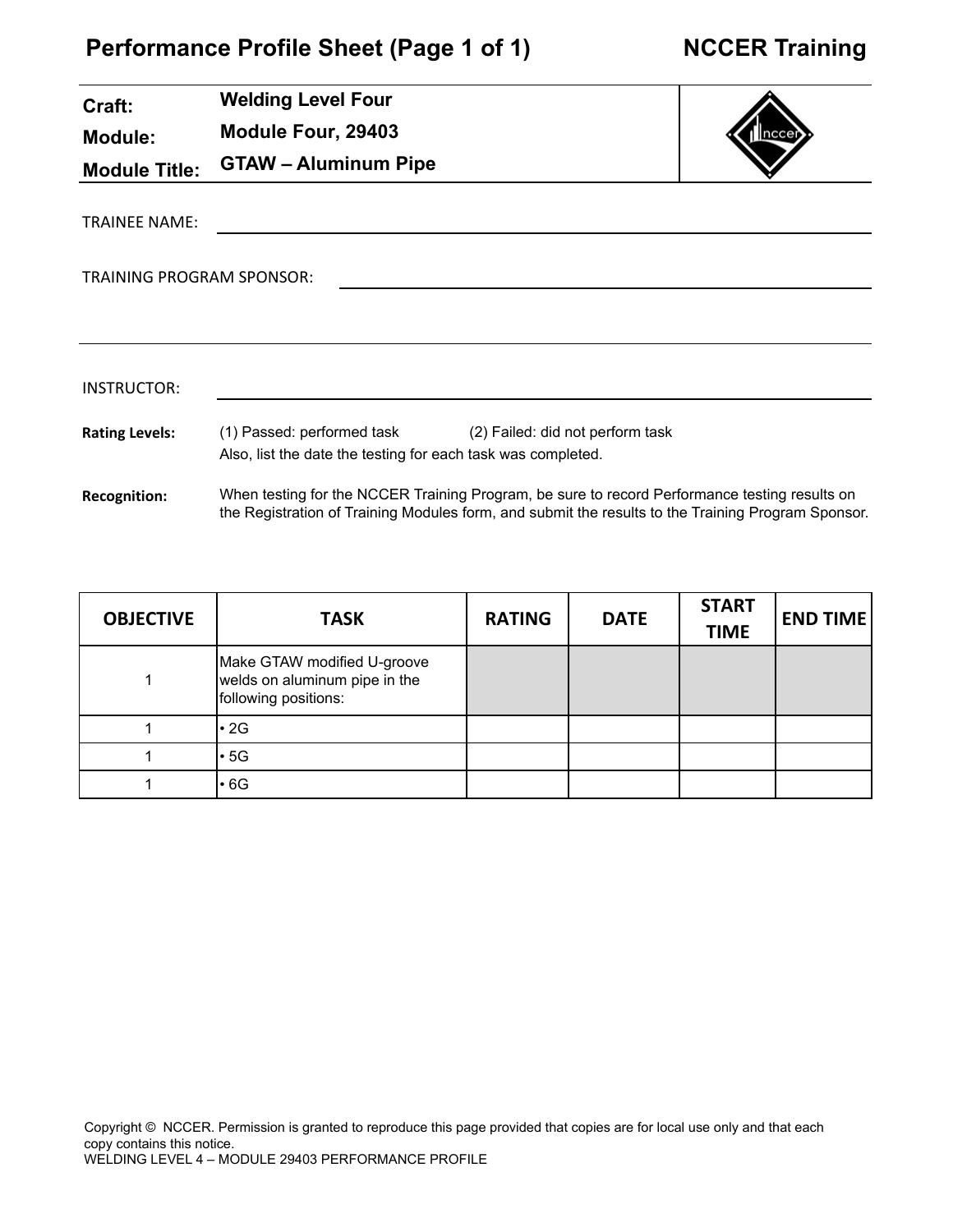# Performance Profile Sheet (Page 1 of 1) — NCCER Training

| | |
|---|---|
| **Craft:** | **Welding Level Four** |
| **Module:** | **Module Four, 29403** |
| **Module Title:** | **GTAW – Aluminum Pipe** |

TRAINEE NAME: ______________________________

TRAINING PROGRAM SPONSOR: ______________________________

INSTRUCTOR: ______________________________

**Rating Levels:** (1) Passed: performed task (2) Failed: did not perform task
Also, list the date the testing for each task was completed.

**Recognition:** When testing for the NCCER Training Program, be sure to record Performance testing results on the Registration of Training Modules form, and submit the results to the Training Program Sponsor.

| OBJECTIVE | TASK | RATING | DATE | START TIME | END TIME |
|---|---|---|---|---|---|
| 1 | Make GTAW modified U-groove welds on aluminum pipe in the following positions: | | | | |
| 1 | • 2G | | | | |
| 1 | • 5G | | | | |
| 1 | • 6G | | | | |

Copyright © NCCER. Permission is granted to reproduce this page provided that copies are for local use only and that each copy contains this notice.
WELDING LEVEL 4 – MODULE 29403 PERFORMANCE PROFILE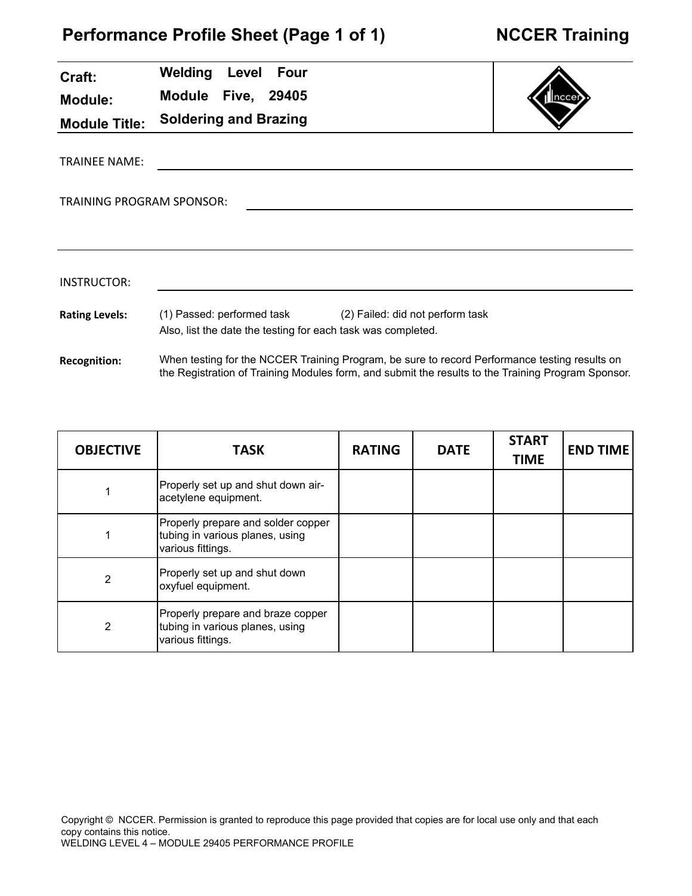# Performance Profile Sheet (Page 1 of 1) NCCER Training

**Craft:** Welding Level Four

**Module:** Module Five, 29405

**Module Title:** Soldering and Brazing

TRAINEE NAME: ______________________________

TRAINING PROGRAM SPONSOR: ______________________________

INSTRUCTOR: ______________________________

**Rating Levels:** (1) Passed: performed task (2) Failed: did not perform task
Also, list the date the testing for each task was completed.

**Recognition:** When testing for the NCCER Training Program, be sure to record Performance testing results on the Registration of Training Modules form, and submit the results to the Training Program Sponsor.

| OBJECTIVE | TASK | RATING | DATE | START TIME | END TIME |
|---|---|---|---|---|---|
| 1 | Properly set up and shut down air-acetylene equipment. | | | | |
| 1 | Properly prepare and solder copper tubing in various planes, using various fittings. | | | | |
| 2 | Properly set up and shut down oxyfuel equipment. | | | | |
| 2 | Properly prepare and braze copper tubing in various planes, using various fittings. | | | | |

Copyright © NCCER. Permission is granted to reproduce this page provided that copies are for local use only and that each copy contains this notice.
WELDING LEVEL 4 – MODULE 29405 PERFORMANCE PROFILE